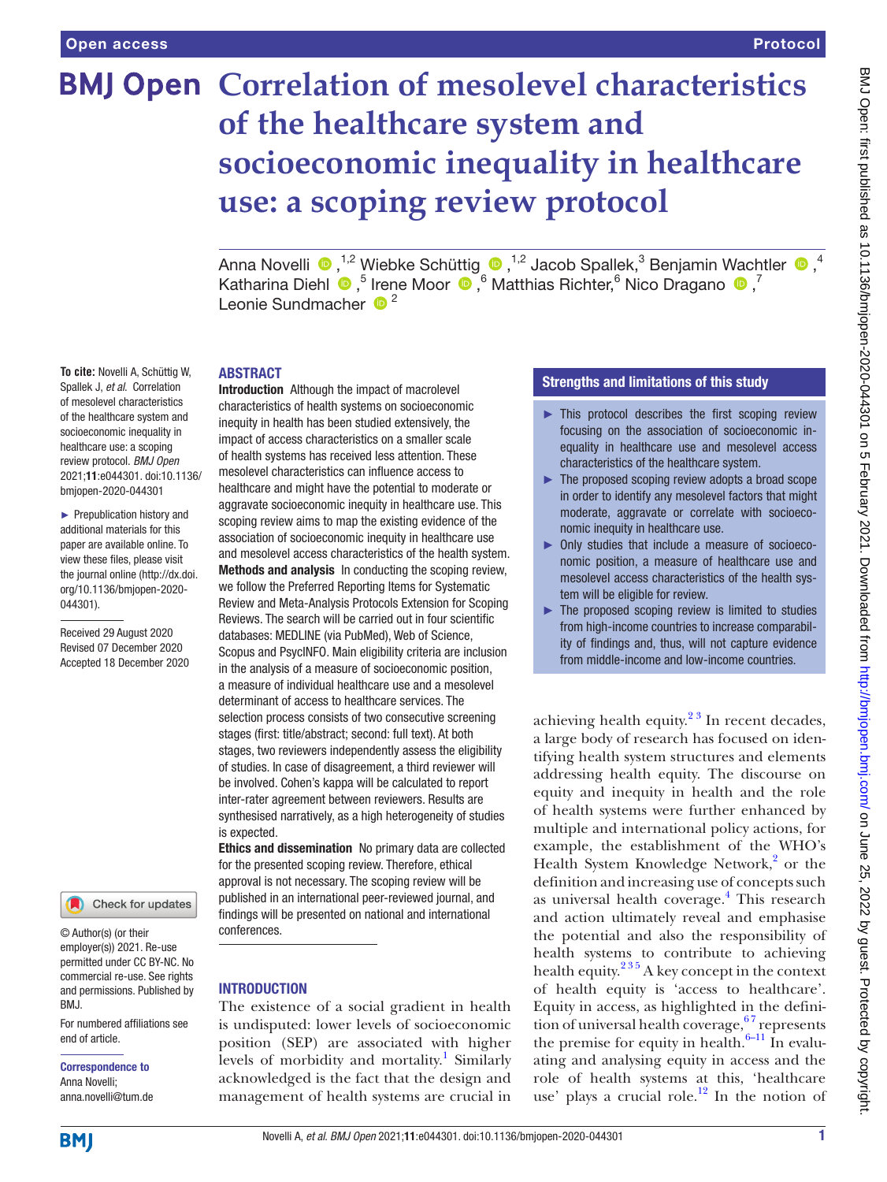Open access | Protocol

# Correlation of mesolevel characteristics of the healthcare system and socioeconomic inequality in healthcare use: a scoping review protocol

Anna Novelli,[1,2] Wiebke Schüttig,[1,2] Jacob Spallek,[3] Benjamin Wachtler,[4] Katharina Diehl,[5] Irene Moor,[6] Matthias Richter,[6] Nico Dragano,[7] Leonie Sundmacher[2]

**To cite:** Novelli A, Schüttig W, Spallek J, *et al*. Correlation of mesolevel characteristics of the healthcare system and socioeconomic inequality in healthcare use: a scoping review protocol. *BMJ Open* 2021;**11**:e044301. doi:10.1136/bmjopen-2020-044301

► Prepublication history and additional materials for this paper are available online. To view these files, please visit the journal online (http://dx.doi.org/10.1136/bmjopen-2020-044301).

Received 29 August 2020
Revised 07 December 2020
Accepted 18 December 2020

© Author(s) (or their employer(s)) 2021. Re-use permitted under CC BY-NC. No commercial re-use. See rights and permissions. Published by BMJ.

For numbered affiliations see end of article.

**Correspondence to**
Anna Novelli;
anna.novelli@tum.de

## ABSTRACT

**Introduction** Although the impact of macrolevel characteristics of health systems on socioeconomic inequity in health has been studied extensively, the impact of access characteristics on a smaller scale of health systems has received less attention. These mesolevel characteristics can influence access to healthcare and might have the potential to moderate or aggravate socioeconomic inequity in healthcare use. This scoping review aims to map the existing evidence of the association of socioeconomic inequity in healthcare use and mesolevel access characteristics of the health system.

**Methods and analysis** In conducting the scoping review, we follow the Preferred Reporting Items for Systematic Review and Meta-Analysis Protocols Extension for Scoping Reviews. The search will be carried out in four scientific databases: MEDLINE (via PubMed), Web of Science, Scopus and PsycINFO. Main eligibility criteria are inclusion in the analysis of a measure of socioeconomic position, a measure of individual healthcare use and a mesolevel determinant of access to healthcare services. The selection process consists of two consecutive screening stages (first: title/abstract; second: full text). At both stages, two reviewers independently assess the eligibility of studies. In case of disagreement, a third reviewer will be involved. Cohen's kappa will be calculated to report inter-rater agreement between reviewers. Results are synthesised narratively, as a high heterogeneity of studies is expected.

**Ethics and dissemination** No primary data are collected for the presented scoping review. Therefore, ethical approval is not necessary. The scoping review will be published in an international peer-reviewed journal, and findings will be presented on national and international conferences.

## Strengths and limitations of this study

- This protocol describes the first scoping review focusing on the association of socioeconomic inequality in healthcare use and mesolevel access characteristics of the healthcare system.
- The proposed scoping review adopts a broad scope in order to identify any mesolevel factors that might moderate, aggravate or correlate with socioeconomic inequity in healthcare use.
- Only studies that include a measure of socioeconomic position, a measure of healthcare use and mesolevel access characteristics of the health system will be eligible for review.
- The proposed scoping review is limited to studies from high-income countries to increase comparability of findings and, thus, will not capture evidence from middle-income and low-income countries.

## INTRODUCTION

The existence of a social gradient in health is undisputed: lower levels of socioeconomic position (SEP) are associated with higher levels of morbidity and mortality.[1] Similarly acknowledged is the fact that the design and management of health systems are crucial in achieving health equity.[2 3] In recent decades, a large body of research has focused on identifying health system structures and elements addressing health equity. The discourse on equity and inequity in health and the role of health systems were further enhanced by multiple and international policy actions, for example, the establishment of the WHO's Health System Knowledge Network,[2] or the definition and increasing use of concepts such as universal health coverage.[4] This research and action ultimately reveal and emphasise the potential and also the responsibility of health systems to contribute to achieving health equity.[2 3 5] A key concept in the context of health equity is 'access to healthcare'. Equity in access, as highlighted in the definition of universal health coverage,[6 7] represents the premise for equity in health.[6–11] In evaluating and analysing equity in access and the role of health systems at this, 'healthcare use' plays a crucial role.[12] In the notion of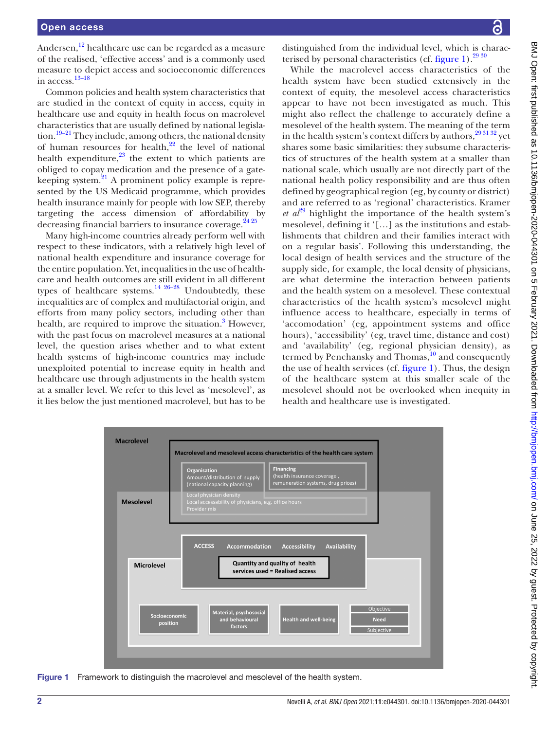Andersen,[12] healthcare use can be regarded as a measure of the realised, 'effective access' and is a commonly used measure to depict access and socioeconomic differences in access.[13–18]

Common policies and health system characteristics that are studied in the context of equity in access, equity in healthcare use and equity in health focus on macrolevel characteristics that are usually defined by national legislation.[19–21] They include, among others, the national density of human resources for health,[22] the level of national health expenditure,[23] the extent to which patients are obliged to copay medication and the presence of a gatekeeping system.[21] A prominent policy example is represented by the US Medicaid programme, which provides health insurance mainly for people with low SEP, thereby targeting the access dimension of affordability by decreasing financial barriers to insurance coverage.[24 25]

Many high-income countries already perform well with respect to these indicators, with a relatively high level of national health expenditure and insurance coverage for the entire population. Yet, inequalities in the use of healthcare and health outcomes are still evident in all different types of healthcare systems.[14 26–28] Undoubtedly, these inequalities are of complex and multifactorial origin, and efforts from many policy sectors, including other than health, are required to improve the situation.[3] However, with the past focus on macrolevel measures at a national level, the question arises whether and to what extent health systems of high-income countries may include unexploited potential to increase equity in health and healthcare use through adjustments in the health system at a smaller level. We refer to this level as 'mesolevel', as it lies below the just mentioned macrolevel, but has to be distinguished from the individual level, which is characterised by personal characteristics (cf. figure 1).[29 30]

While the macrolevel access characteristics of the health system have been studied extensively in the context of equity, the mesolevel access characteristics appear to have not been investigated as much. This might also reflect the challenge to accurately define a mesolevel of the health system. The meaning of the term in the health system's context differs by authors,[29 31 32] yet shares some basic similarities: they subsume characteristics of structures of the health system at a smaller than national scale, which usually are not directly part of the national health policy responsibility and are thus often defined by geographical region (eg, by county or district) and are referred to as 'regional' characteristics. Kramer *et al*[29] highlight the importance of the health system's mesolevel, defining it '[…] as the institutions and establishments that children and their families interact with on a regular basis'. Following this understanding, the local design of health services and the structure of the supply side, for example, the local density of physicians, are what determine the interaction between patients and the health system on a mesolevel. These contextual characteristics of the health system's mesolevel might influence access to healthcare, especially in terms of 'accomodation' (eg, appointment systems and office hours), 'accessibility' (eg, travel time, distance and cost) and 'availability' (eg, regional physician density), as termed by Penchansky and Thomas,[10] and consequently the use of health services (cf. figure 1). Thus, the design of the healthcare system at this smaller scale of the mesolevel should not be overlooked when inequity in health and healthcare use is investigated.

Figure 1 Framework to distinguish the macrolevel and mesolevel of the health system.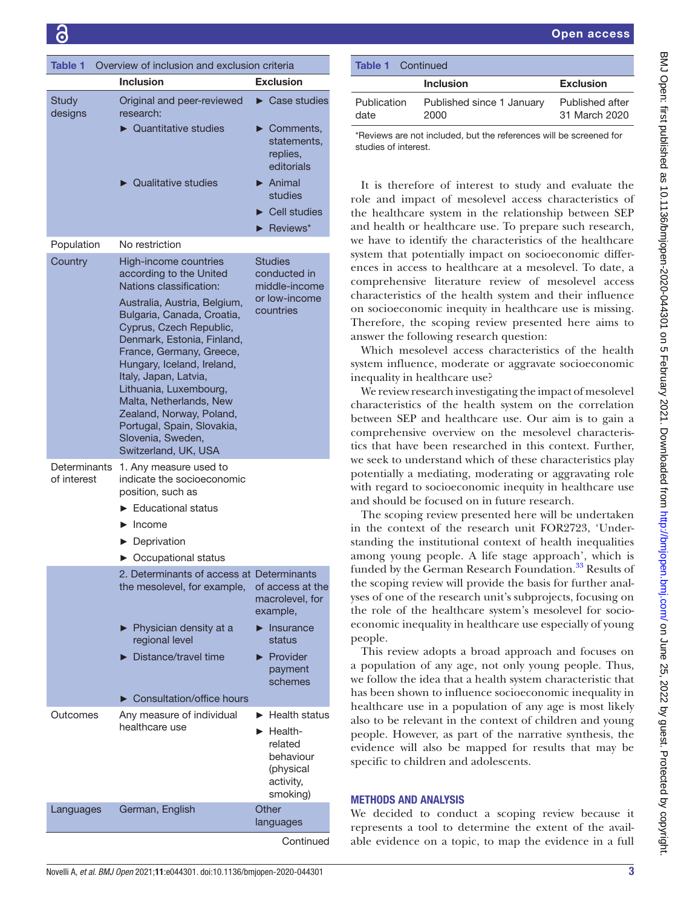**Table 1** Overview of inclusion and exclusion criteria

| | Inclusion | Exclusion |
|---|---|---|
| Study designs | Original and peer-reviewed research: ► Quantitative studies ► Qualitative studies | ► Case studies ► Comments, statements, replies, editorials ► Animal studies ► Cell studies ► Reviews* |
| Population | No restriction | |
| Country | High-income countries according to the United Nations classification: Australia, Austria, Belgium, Bulgaria, Canada, Croatia, Cyprus, Czech Republic, Denmark, Estonia, Finland, France, Germany, Greece, Hungary, Iceland, Ireland, Italy, Japan, Latvia, Lithuania, Luxembourg, Malta, Netherlands, New Zealand, Norway, Poland, Portugal, Spain, Slovakia, Slovenia, Sweden, Switzerland, UK, USA | Studies conducted in middle-income or low-income countries |
| Determinants of interest | 1. Any measure used to indicate the socioeconomic position, such as ► Educational status ► Income ► Deprivation ► Occupational status | |
| | 2. Determinants of access at the mesolevel, for example, ► Physician density at a regional level ► Distance/travel time ► Consultation/office hours | Determinants of access at the macrolevel, for example, ► Insurance status ► Provider payment schemes |
| Outcomes | Any measure of individual healthcare use | ► Health status ► Health-related behaviour (physical activity, smoking) |
| Languages | German, English | Other languages |
| Publication date | Published since 1 January 2000 | Published after 31 March 2020 |

*Reviews are not included, but the references will be screened for studies of interest.

It is therefore of interest to study and evaluate the role and impact of mesolevel access characteristics of the healthcare system in the relationship between SEP and health or healthcare use. To prepare such research, we have to identify the characteristics of the healthcare system that potentially impact on socioeconomic differences in access to healthcare at a mesolevel. To date, a comprehensive literature review of mesolevel access characteristics of the health system and their influence on socioeconomic inequity in healthcare use is missing. Therefore, the scoping review presented here aims to answer the following research question:

Which mesolevel access characteristics of the health system influence, moderate or aggravate socioeconomic inequality in healthcare use?

We review research investigating the impact of mesolevel characteristics of the health system on the correlation between SEP and healthcare use. Our aim is to gain a comprehensive overview on the mesolevel characteristics that have been researched in this context. Further, we seek to understand which of these characteristics play potentially a mediating, moderating or aggravating role with regard to socioeconomic inequity in healthcare use and should be focused on in future research.

The scoping review presented here will be undertaken in the context of the research unit FOR2723, 'Understanding the institutional context of health inequalities among young people. A life stage approach', which is funded by the German Research Foundation.[33] Results of the scoping review will provide the basis for further analyses of one of the research unit's subprojects, focusing on the role of the healthcare system's mesolevel for socioeconomic inequality in healthcare use especially of young people.

This review adopts a broad approach and focuses on a population of any age, not only young people. Thus, we follow the idea that a health system characteristic that has been shown to influence socioeconomic inequality in healthcare use in a population of any age is most likely also to be relevant in the context of children and young people. However, as part of the narrative synthesis, the evidence will also be mapped for results that may be specific to children and adolescents.

## METHODS AND ANALYSIS

We decided to conduct a scoping review because it represents a tool to determine the extent of the available evidence on a topic, to map the evidence in a full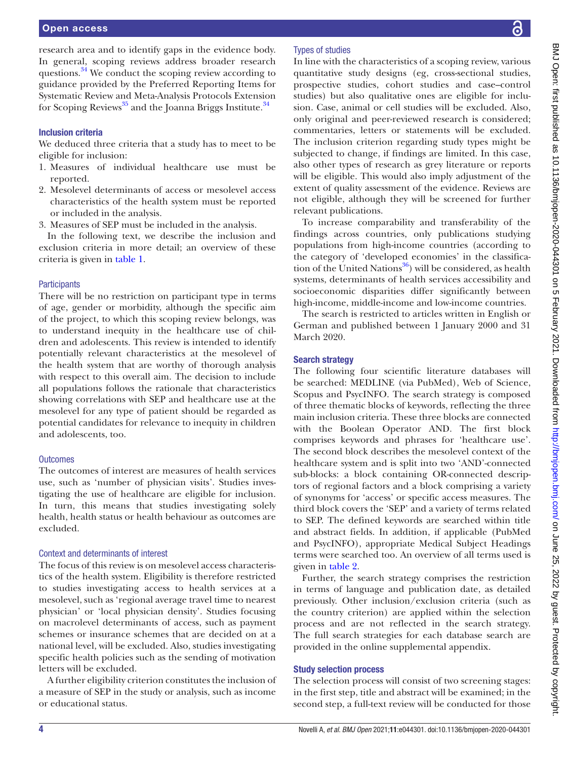research area and to identify gaps in the evidence body. In general, scoping reviews address broader research questions.[34] We conduct the scoping review according to guidance provided by the Preferred Reporting Items for Systematic Review and Meta-Analysis Protocols Extension for Scoping Reviews[35] and the Joanna Briggs Institute.[34]

## Inclusion criteria

We deduced three criteria that a study has to meet to be eligible for inclusion:

1. Measures of individual healthcare use must be reported.
2. Mesolevel determinants of access or mesolevel access characteristics of the health system must be reported or included in the analysis.
3. Measures of SEP must be included in the analysis.

In the following text, we describe the inclusion and exclusion criteria in more detail; an overview of these criteria is given in table 1.

### Participants

There will be no restriction on participant type in terms of age, gender or morbidity, although the specific aim of the project, to which this scoping review belongs, was to understand inequity in the healthcare use of children and adolescents. This review is intended to identify potentially relevant characteristics at the mesolevel of the health system that are worthy of thorough analysis with respect to this overall aim. The decision to include all populations follows the rationale that characteristics showing correlations with SEP and healthcare use at the mesolevel for any type of patient should be regarded as potential candidates for relevance to inequity in children and adolescents, too.

### Outcomes

The outcomes of interest are measures of health services use, such as 'number of physician visits'. Studies investigating the use of healthcare are eligible for inclusion. In turn, this means that studies investigating solely health, health status or health behaviour as outcomes are excluded.

### Context and determinants of interest

The focus of this review is on mesolevel access characteristics of the health system. Eligibility is therefore restricted to studies investigating access to health services at a mesolevel, such as 'regional average travel time to nearest physician' or 'local physician density'. Studies focusing on macrolevel determinants of access, such as payment schemes or insurance schemes that are decided on at a national level, will be excluded. Also, studies investigating specific health policies such as the sending of motivation letters will be excluded.

A further eligibility criterion constitutes the inclusion of a measure of SEP in the study or analysis, such as income or educational status.

### Types of studies

In line with the characteristics of a scoping review, various quantitative study designs (eg, cross-sectional studies, prospective studies, cohort studies and case–control studies) but also qualitative ones are eligible for inclusion. Case, animal or cell studies will be excluded. Also, only original and peer-reviewed research is considered; commentaries, letters or statements will be excluded. The inclusion criterion regarding study types might be subjected to change, if findings are limited. In this case, also other types of research as grey literature or reports will be eligible. This would also imply adjustment of the extent of quality assessment of the evidence. Reviews are not eligible, although they will be screened for further relevant publications.

To increase comparability and transferability of the findings across countries, only publications studying populations from high-income countries (according to the category of 'developed economies' in the classification of the United Nations[36]) will be considered, as health systems, determinants of health services accessibility and socioeconomic disparities differ significantly between high-income, middle-income and low-income countries.

The search is restricted to articles written in English or German and published between 1 January 2000 and 31 March 2020.

## Search strategy

The following four scientific literature databases will be searched: MEDLINE (via PubMed), Web of Science, Scopus and PsycINFO. The search strategy is composed of three thematic blocks of keywords, reflecting the three main inclusion criteria. These three blocks are connected with the Boolean Operator AND. The first block comprises keywords and phrases for 'healthcare use'. The second block describes the mesolevel context of the healthcare system and is split into two 'AND'-connected sub-blocks: a block containing OR-connected descriptors of regional factors and a block comprising a variety of synonyms for 'access' or specific access measures. The third block covers the 'SEP' and a variety of terms related to SEP. The defined keywords are searched within title and abstract fields. In addition, if applicable (PubMed and PsycINFO), appropriate Medical Subject Headings terms were searched too. An overview of all terms used is given in table 2.

Further, the search strategy comprises the restriction in terms of language and publication date, as detailed previously. Other inclusion/exclusion criteria (such as the country criterion) are applied within the selection process and are not reflected in the search strategy. The full search strategies for each database search are provided in the online supplemental appendix.

## Study selection process

The selection process will consist of two screening stages: in the first step, title and abstract will be examined; in the second step, a full-text review will be conducted for those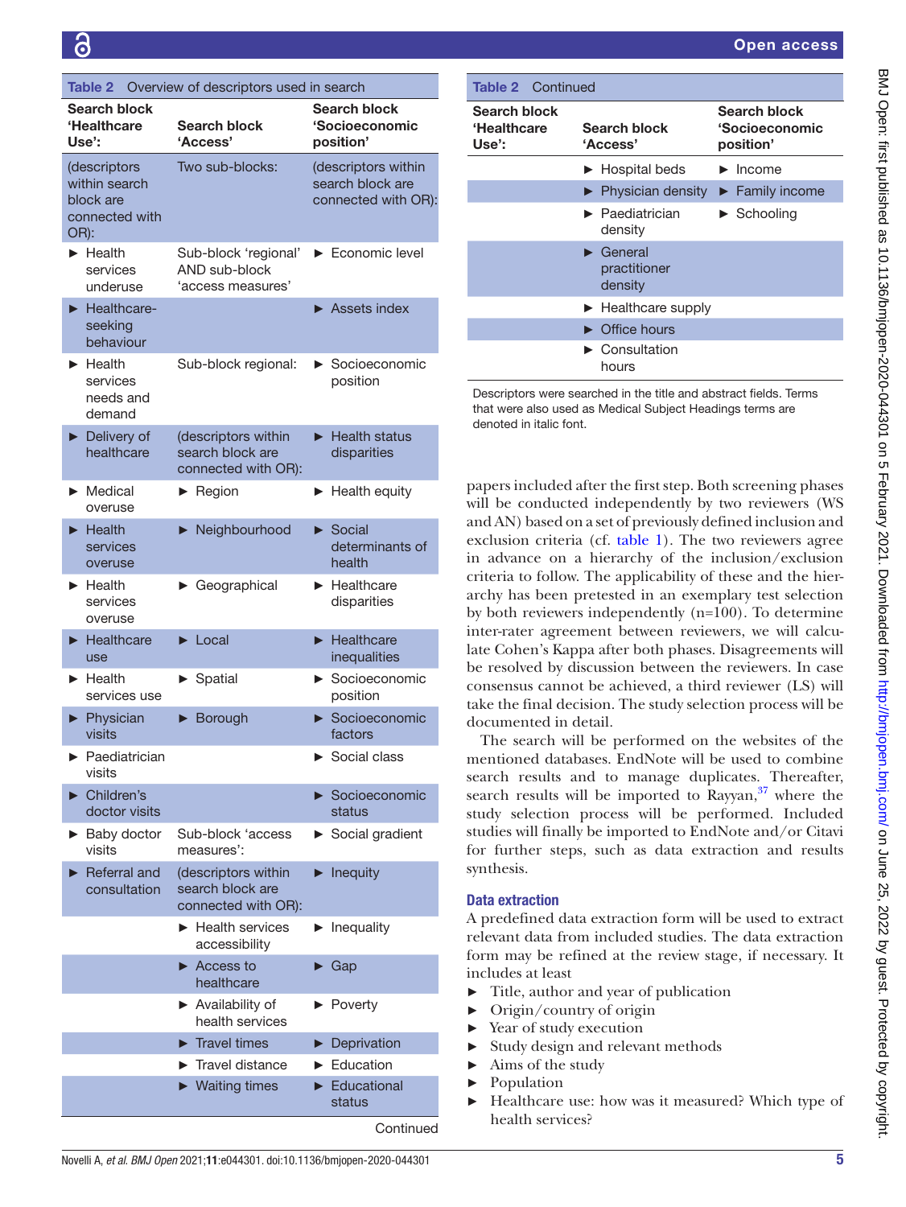**Table 2** Overview of descriptors used in search

| Search block 'Healthcare Use': | Search block 'Access' | Search block 'Socioeconomic position' |
|---|---|---|
| (descriptors within search block are connected with OR): | Two sub-blocks: | (descriptors within search block are connected with OR): |
| ► Health services underuse | Sub-block 'regional' AND sub-block 'access measures' | ► Economic level |
| ► Healthcare-seeking behaviour | | ► Assets index |
| ► Health services needs and demand | Sub-block regional: | ► Socioeconomic position |
| ► Delivery of healthcare | (descriptors within search block are connected with OR): | ► Health status disparities |
| ► Medical overuse | ► Region | ► Health equity |
| ► Health services overuse | ► Neighbourhood | ► Social determinants of health |
| ► Health services overuse | ► Geographical | ► Healthcare disparities |
| ► Healthcare use | ► Local | ► Healthcare inequalities |
| ► Health services use | ► Spatial | ► Socioeconomic position |
| ► Physician visits | ► Borough | ► Socioeconomic factors |
| ► Paediatrician visits | | ► Social class |
| ► Children's doctor visits | | ► Socioeconomic status |
| ► Baby doctor visits | Sub-block 'access measures': | ► Social gradient |
| ► Referral and consultation | (descriptors within search block are connected with OR): | ► Inequity |
| | ► Health services accessibility | ► Inequality |
| | ► Access to healthcare | ► Gap |
| | ► Availability of health services | ► Poverty |
| | ► Travel times | ► Deprivation |
| | ► Travel distance | ► Education |
| | ► Waiting times | ► Educational status |
| | ► Hospital beds | ► Income |
| | ► Physician density | ► Family income |
| | ► Paediatrician density | ► Schooling |
| | ► General practitioner density | |
| | ► Healthcare supply | |
| | ► Office hours | |
| | ► Consultation hours | |

Descriptors were searched in the title and abstract fields. Terms that were also used as Medical Subject Headings terms are denoted in italic font.

papers included after the first step. Both screening phases will be conducted independently by two reviewers (WS and AN) based on a set of previously defined inclusion and exclusion criteria (cf. table 1). The two reviewers agree in advance on a hierarchy of the inclusion/exclusion criteria to follow. The applicability of these and the hierarchy has been pretested in an exemplary test selection by both reviewers independently (n=100). To determine inter-rater agreement between reviewers, we will calculate Cohen's Kappa after both phases. Disagreements will be resolved by discussion between the reviewers. In case consensus cannot be achieved, a third reviewer (LS) will take the final decision. The study selection process will be documented in detail.

The search will be performed on the websites of the mentioned databases. EndNote will be used to combine search results and to manage duplicates. Thereafter, search results will be imported to Rayyan,[37] where the study selection process will be performed. Included studies will finally be imported to EndNote and/or Citavi for further steps, such as data extraction and results synthesis.

## Data extraction

A predefined data extraction form will be used to extract relevant data from included studies. The data extraction form may be refined at the review stage, if necessary. It includes at least

- Title, author and year of publication
- Origin/country of origin
- Year of study execution
- Study design and relevant methods
- Aims of the study
- Population
- Healthcare use: how was it measured? Which type of health services?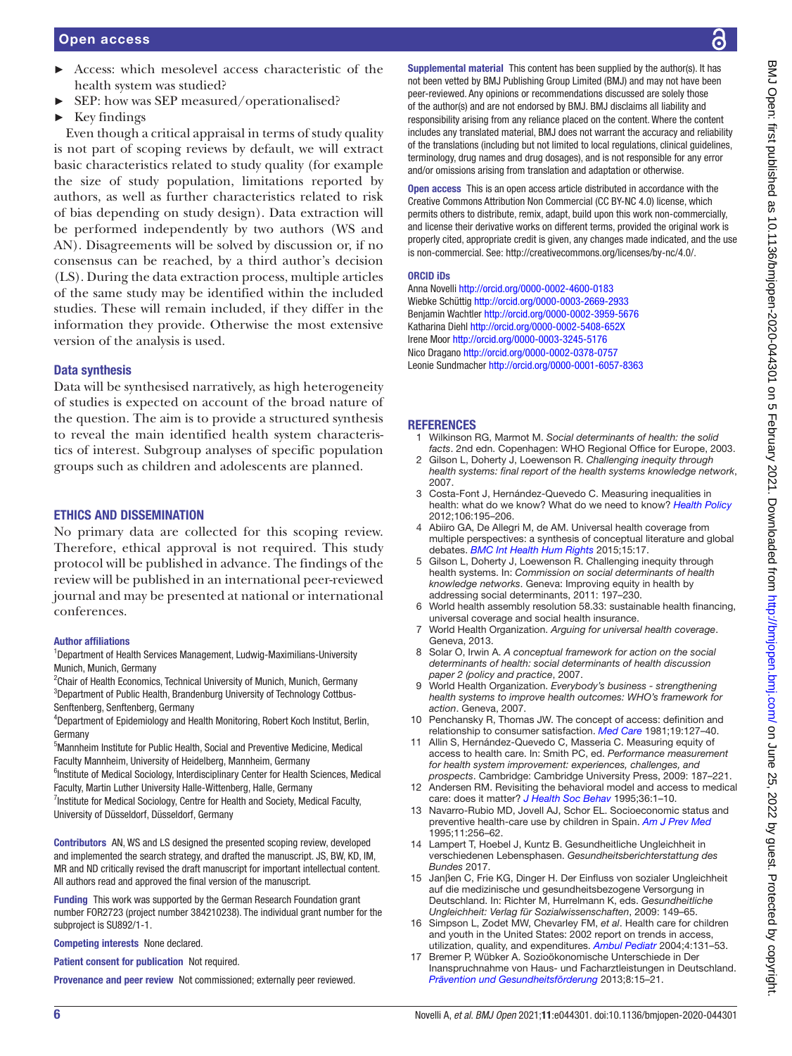- Access: which mesolevel access characteristic of the health system was studied?
- SEP: how was SEP measured/operationalised?
- Key findings

Even though a critical appraisal in terms of study quality is not part of scoping reviews by default, we will extract basic characteristics related to study quality (for example the size of study population, limitations reported by authors, as well as further characteristics related to risk of bias depending on study design). Data extraction will be performed independently by two authors (WS and AN). Disagreements will be solved by discussion or, if no consensus can be reached, by a third author's decision (LS). During the data extraction process, multiple articles of the same study may be identified within the included studies. These will remain included, if they differ in the information they provide. Otherwise the most extensive version of the analysis is used.

## Data synthesis

Data will be synthesised narratively, as high heterogeneity of studies is expected on account of the broad nature of the question. The aim is to provide a structured synthesis to reveal the main identified health system characteristics of interest. Subgroup analyses of specific population groups such as children and adolescents are planned.

# ETHICS AND DISSEMINATION

No primary data are collected for this scoping review. Therefore, ethical approval is not required. This study protocol will be published in advance. The findings of the review will be published in an international peer-reviewed journal and may be presented at national or international conferences.

**Author affiliations**

[1]Department of Health Services Management, Ludwig-Maximilians-University Munich, Munich, Germany
[2]Chair of Health Economics, Technical University of Munich, Munich, Germany
[3]Department of Public Health, Brandenburg University of Technology Cottbus-Senftenberg, Senftenberg, Germany
[4]Department of Epidemiology and Health Monitoring, Robert Koch Institut, Berlin, Germany
[5]Mannheim Institute for Public Health, Social and Preventive Medicine, Medical Faculty Mannheim, University of Heidelberg, Mannheim, Germany
[6]Institute of Medical Sociology, Interdisciplinary Center for Health Sciences, Medical Faculty, Martin Luther University Halle-Wittenberg, Halle, Germany
[7]Institute for Medical Sociology, Centre for Health and Society, Medical Faculty, University of Düsseldorf, Düsseldorf, Germany

**Contributors** AN, WS and LS designed the presented scoping review, developed and implemented the search strategy, and drafted the manuscript. JS, BW, KD, IM, MR and ND critically revised the draft manuscript for important intellectual content. All authors read and approved the final version of the manuscript.

**Funding** This work was supported by the German Research Foundation grant number FOR2723 (project number 384210238). The individual grant number for the subproject is SU892/1-1.

**Competing interests** None declared.

**Patient consent for publication** Not required.

**Provenance and peer review** Not commissioned; externally peer reviewed.

**Supplemental material** This content has been supplied by the author(s). It has not been vetted by BMJ Publishing Group Limited (BMJ) and may not have been peer-reviewed. Any opinions or recommendations discussed are solely those of the author(s) and are not endorsed by BMJ. BMJ disclaims all liability and responsibility arising from any reliance placed on the content. Where the content includes any translated material, BMJ does not warrant the accuracy and reliability of the translations (including but not limited to local regulations, clinical guidelines, terminology, drug names and drug dosages), and is not responsible for any error and/or omissions arising from translation and adaptation or otherwise.

**Open access** This is an open access article distributed in accordance with the Creative Commons Attribution Non Commercial (CC BY-NC 4.0) license, which permits others to distribute, remix, adapt, build upon this work non-commercially, and license their derivative works on different terms, provided the original work is properly cited, appropriate credit is given, any changes made indicated, and the use is non-commercial. See: http://creativecommons.org/licenses/by-nc/4.0/.

**ORCID iDs**

Anna Novelli http://orcid.org/0000-0002-4600-0183
Wiebke Schüttig http://orcid.org/0000-0003-2669-2933
Benjamin Wachtler http://orcid.org/0000-0002-3959-5676
Katharina Diehl http://orcid.org/0000-0002-5408-652X
Irene Moor http://orcid.org/0000-0003-3245-5176
Nico Dragano http://orcid.org/0000-0002-0378-0757
Leonie Sundmacher http://orcid.org/0000-0001-6057-8363

# REFERENCES

1. Wilkinson RG, Marmot M. *Social determinants of health: the solid facts*. 2nd edn. Copenhagen: WHO Regional Office for Europe, 2003.
2. Gilson L, Doherty J, Loewenson R. *Challenging inequity through health systems: final report of the health systems knowledge network*, 2007.
3. Costa-Font J, Hernández-Quevedo C. Measuring inequalities in health: what do we know? What do we need to know? *Health Policy* 2012;106:195–206.
4. Abiiro GA, De Allegri M, de AM. Universal health coverage from multiple perspectives: a synthesis of conceptual literature and global debates. *BMC Int Health Hum Rights* 2015;15:17.
5. Gilson L, Doherty J, Loewenson R. Challenging inequity through health systems. In: *Commission on social determinants of health knowledge networks*. Geneva: Improving equity in health by addressing social determinants, 2011: 197–230.
6. World health assembly resolution 58.33: sustainable health financing, universal coverage and social health insurance.
7. World Health Organization. *Arguing for universal health coverage*. Geneva, 2013.
8. Solar O, Irwin A. *A conceptual framework for action on the social determinants of health: social determinants of health discussion paper 2 (policy and practice*, 2007.
9. World Health Organization. *Everybody's business - strengthening health systems to improve health outcomes: WHO's framework for action*. Geneva, 2007.
10. Penchansky R, Thomas JW. The concept of access: definition and relationship to consumer satisfaction. *Med Care* 1981;19:127–40.
11. Allin S, Hernández-Quevedo C, Masseria C. Measuring equity of access to health care. In: Smith PC, ed. *Performance measurement for health system improvement: experiences, challenges, and prospects*. Cambridge: Cambridge University Press, 2009: 187–221.
12. Andersen RM. Revisiting the behavioral model and access to medical care: does it matter? *J Health Soc Behav* 1995;36:1–10.
13. Navarro-Rubio MD, Jovell AJ, Schor EL. Socioeconomic status and preventive health-care use by children in Spain. *Am J Prev Med* 1995;11:256–62.
14. Lampert T, Hoebel J, Kuntz B. Gesundheitliche Ungleichheit in verschiedenen Lebensphasen. *Gesundheitsberichterstattung des Bundes* 2017.
15. Janβen C, Frie KG, Dinger H. Der Einfluss von sozialer Ungleichheit auf die medizinische und gesundheitsbezogene Versorgung in Deutschland. In: Richter M, Hurrelmann K, eds. *Gesundheitliche Ungleichheit: Verlag für Sozialwissenschaften*, 2009: 149–65.
16. Simpson L, Zodet MW, Chevarley FM, *et al*. Health care for children and youth in the United States: 2002 report on trends in access, utilization, quality, and expenditures. *Ambul Pediatr* 2004;4:131–53.
17. Bremer P, Wübker A. Sozioökonomische Unterschiede in Der Inanspruchnahme von Haus- und Facharztleistungen in Deutschland. *Prävention und Gesundheitsförderung* 2013;8:15–21.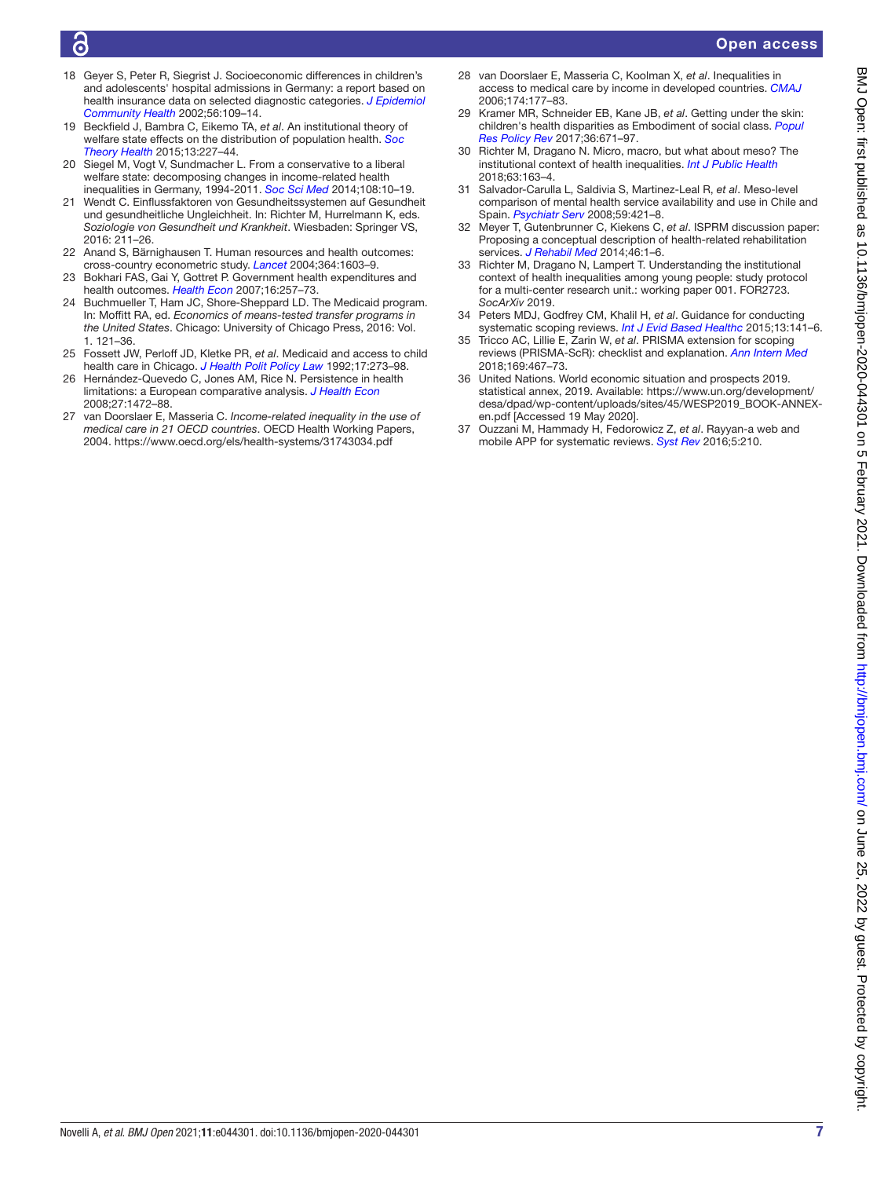18 Geyer S, Peter R, Siegrist J. Socioeconomic differences in children's and adolescents' hospital admissions in Germany: a report based on health insurance data on selected diagnostic categories. *J Epidemiol Community Health* 2002;56:109–14.
19 Beckfield J, Bambra C, Eikemo TA, *et al*. An institutional theory of welfare state effects on the distribution of population health. *Soc Theory Health* 2015;13:227–44.
20 Siegel M, Vogt V, Sundmacher L. From a conservative to a liberal welfare state: decomposing changes in income-related health inequalities in Germany, 1994-2011. *Soc Sci Med* 2014;108:10–19.
21 Wendt C. Einflussfaktoren von Gesundheitssystemen auf Gesundheit und gesundheitliche Ungleichheit. In: Richter M, Hurrelmann K, eds. *Soziologie von Gesundheit und Krankheit*. Wiesbaden: Springer VS, 2016: 211–26.
22 Anand S, Bärnighausen T. Human resources and health outcomes: cross-country econometric study. *Lancet* 2004;364:1603–9.
23 Bokhari FAS, Gai Y, Gottret P. Government health expenditures and health outcomes. *Health Econ* 2007;16:257–73.
24 Buchmueller T, Ham JC, Shore-Sheppard LD. The Medicaid program. In: Moffitt RA, ed. *Economics of means-tested transfer programs in the United States*. Chicago: University of Chicago Press, 2016: Vol. 1. 121–36.
25 Fossett JW, Perloff JD, Kletke PR, *et al*. Medicaid and access to child health care in Chicago. *J Health Polit Policy Law* 1992;17:273–98.
26 Hernández-Quevedo C, Jones AM, Rice N. Persistence in health limitations: a European comparative analysis. *J Health Econ* 2008;27:1472–88.
27 van Doorslaer E, Masseria C. *Income-related inequality in the use of medical care in 21 OECD countries*. OECD Health Working Papers, 2004. https://www.oecd.org/els/health-systems/31743034.pdf
28 van Doorslaer E, Masseria C, Koolman X, *et al*. Inequalities in access to medical care by income in developed countries. *CMAJ* 2006;174:177–83.
29 Kramer MR, Schneider EB, Kane JB, *et al*. Getting under the skin: children's health disparities as Embodiment of social class. *Popul Res Policy Rev* 2017;36:671–97.
30 Richter M, Dragano N. Micro, macro, but what about meso? The institutional context of health inequalities. *Int J Public Health* 2018;63:163–4.
31 Salvador-Carulla L, Saldivia S, Martinez-Leal R, *et al*. Meso-level comparison of mental health service availability and use in Chile and Spain. *Psychiatr Serv* 2008;59:421–8.
32 Meyer T, Gutenbrunner C, Kiekens C, *et al*. ISPRM discussion paper: Proposing a conceptual description of health-related rehabilitation services. *J Rehabil Med* 2014;46:1–6.
33 Richter M, Dragano N, Lampert T. Understanding the institutional context of health inequalities among young people: study protocol for a multi-center research unit.: working paper 001. FOR2723. *SocArXiv* 2019.
34 Peters MDJ, Godfrey CM, Khalil H, *et al*. Guidance for conducting systematic scoping reviews. *Int J Evid Based Healthc* 2015;13:141–6.
35 Tricco AC, Lillie E, Zarin W, *et al*. PRISMA extension for scoping reviews (PRISMA-ScR): checklist and explanation. *Ann Intern Med* 2018;169:467–73.
36 United Nations. World economic situation and prospects 2019. statistical annex, 2019. Available: https://www.un.org/development/desa/dpad/wp-content/uploads/sites/45/WESP2019_BOOK-ANNEX-en.pdf [Accessed 19 May 2020].
37 Ouzzani M, Hammady H, Fedorowicz Z, *et al*. Rayyan-a web and mobile APP for systematic reviews. *Syst Rev* 2016;5:210.